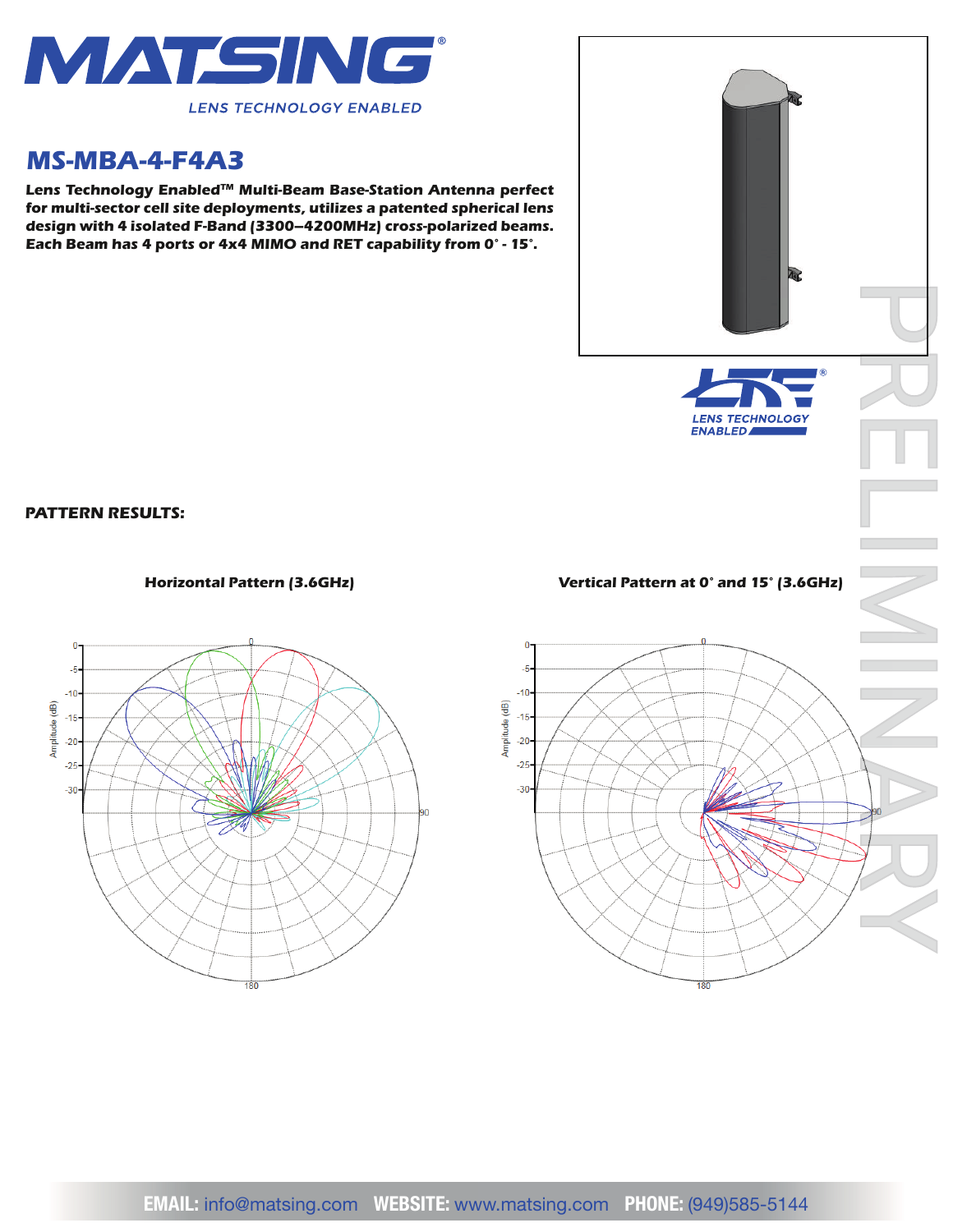# MATSING

LENS TECHNOLOGY ENABLED

## MS-MBA-4-F4A3

**Lens Technology Enabled™ Multi-Beam Base-Station Antenna perfect for multi-sector cell site deployments, utilizes a patented spherical lens design with 4 isolated F-Band (3300–4200MHz) cross-polarized beams. Each Beam has 4 ports or 4x4 MIMO and RET capability from 0˚ - 15˚.**

PRELIMINARY

LENS TECHNOLOGY ENABLED

**PATTERN RESULTS:**

**Horizontal Pattern (3.6GHz)**

**Vertical Pattern at 0˚ and 15˚ (3.6GHz)**

**EMAIL:** info@matsing.com **WEBSITE:** www.matsing.com **PHONE:** (949)585-5144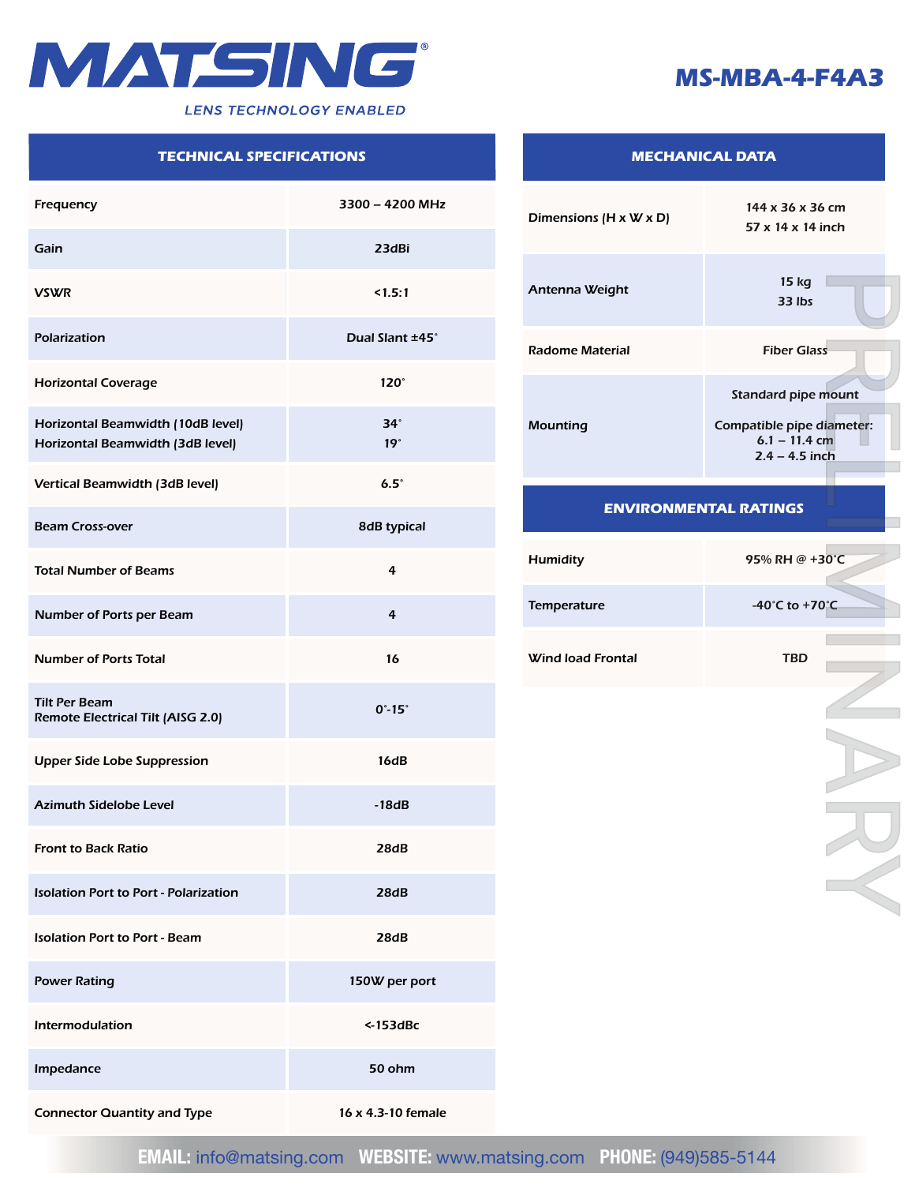# MATSING

LENS TECHNOLOGY ENABLED

## MS-MBA-4-F4A3

| TECHNICAL SPECIFICATIONS | |
|---|---|
| Frequency | 3300 – 4200 MHz |
| Gain | 23dBi |
| VSWR | <1.5:1 |
| Polarization | Dual Slant ±45° |
| Horizontal Coverage | 120° |
| Horizontal Beamwidth (10dB level)<br>Horizontal Beamwidth (3dB level) | 34°<br>19° |
| Vertical Beamwidth (3dB level) | 6.5° |
| Beam Cross-over | 8dB typical |
| Total Number of Beams | 4 |
| Number of Ports per Beam | 4 |
| Number of Ports Total | 16 |
| Tilt Per Beam<br>Remote Electrical Tilt (AISG 2.0) | 0°-15° |
| Upper Side Lobe Suppression | 16dB |
| Azimuth Sidelobe Level | -18dB |
| Front to Back Ratio | 28dB |
| Isolation Port to Port - Polarization | 28dB |
| Isolation Port to Port - Beam | 28dB |
| Power Rating | 150W per port |
| Intermodulation | <-153dBc |
| Impedance | 50 ohm |
| Connector Quantity and Type | 16 x 4.3-10 female |

| MECHANICAL DATA | |
|---|---|
| Dimensions (H x W x D) | 144 x 36 x 36 cm<br>57 x 14 x 14 inch |
| Antenna Weight | 15 kg<br>33 lbs |
| Radome Material | Fiber Glass |
| Mounting | Standard pipe mount<br>Compatible pipe diameter:<br>6.1 – 11.4 cm<br>2.4 – 4.5 inch |

| ENVIRONMENTAL RATINGS | |
|---|---|
| Humidity | 95% RH @ +30°C |
| Temperature | -40°C to +70°C |
| Wind load Frontal | TBD |

PRELIMINARY

**EMAIL:** info@matsing.com **WEBSITE:** www.matsing.com **PHONE:** (949)585-5144